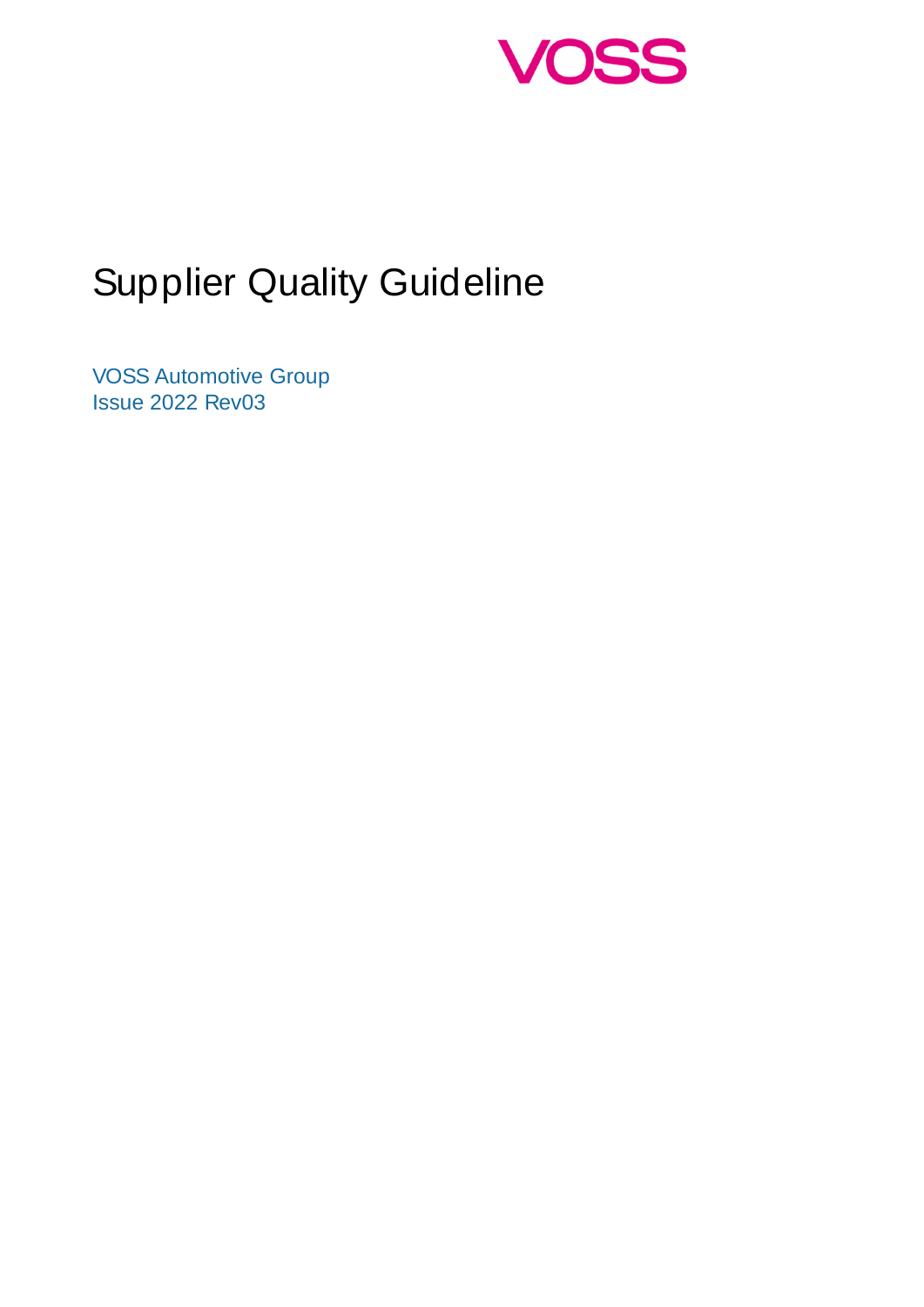VOSS

# Supplier Quality Guideline

VOSS Automotive Group
Issue 2022 Rev03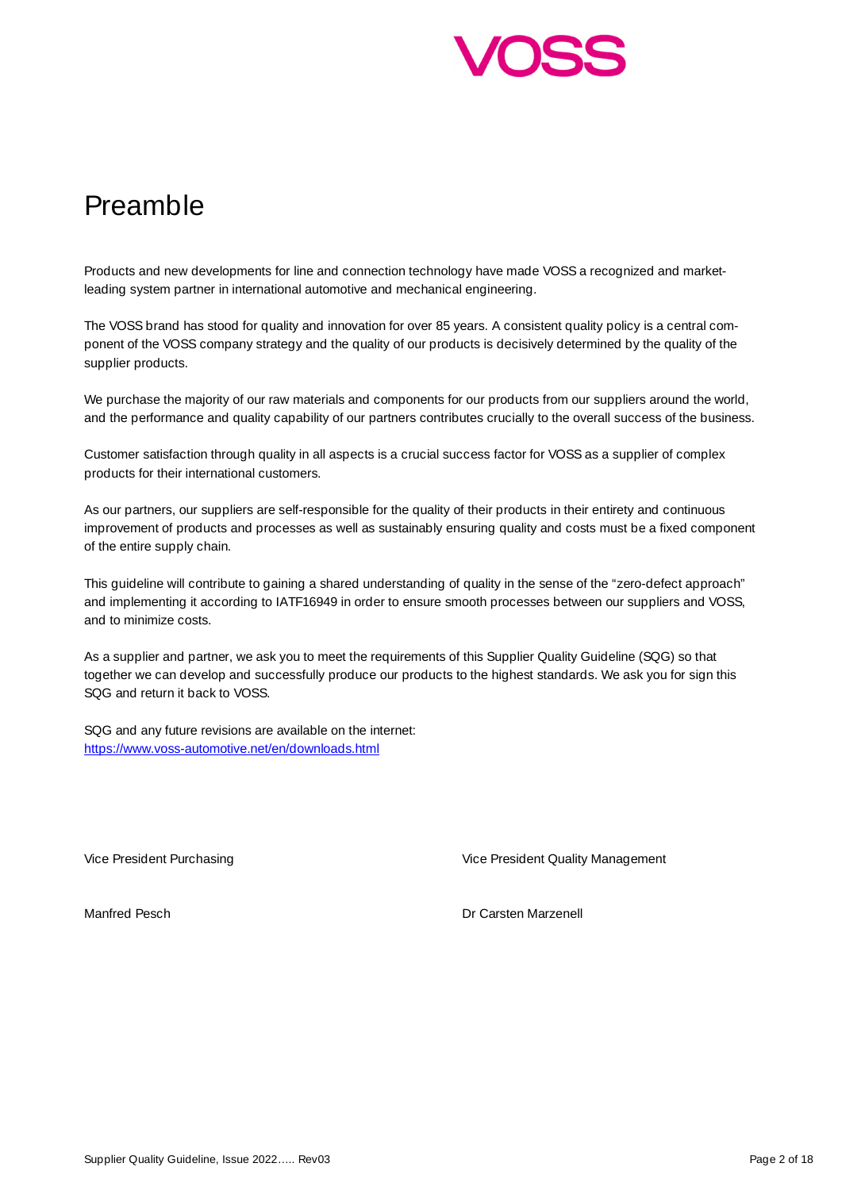# Preamble

Products and new developments for line and connection technology have made VOSS a recognized and market-leading system partner in international automotive and mechanical engineering.

The VOSS brand has stood for quality and innovation for over 85 years. A consistent quality policy is a central component of the VOSS company strategy and the quality of our products is decisively determined by the quality of the supplier products.

We purchase the majority of our raw materials and components for our products from our suppliers around the world, and the performance and quality capability of our partners contributes crucially to the overall success of the business.

Customer satisfaction through quality in all aspects is a crucial success factor for VOSS as a supplier of complex products for their international customers.

As our partners, our suppliers are self-responsible for the quality of their products in their entirety and continuous improvement of products and processes as well as sustainably ensuring quality and costs must be a fixed component of the entire supply chain.

This guideline will contribute to gaining a shared understanding of quality in the sense of the “zero-defect approach” and implementing it according to IATF16949 in order to ensure smooth processes between our suppliers and VOSS, and to minimize costs.

As a supplier and partner, we ask you to meet the requirements of this Supplier Quality Guideline (SQG) so that together we can develop and successfully produce our products to the highest standards. We ask you for sign this SQG and return it back to VOSS.

SQG and any future revisions are available on the internet:
https://www.voss-automotive.net/en/downloads.html

Vice President Purchasing

Manfred Pesch

Vice President Quality Management

Dr Carsten Marzenell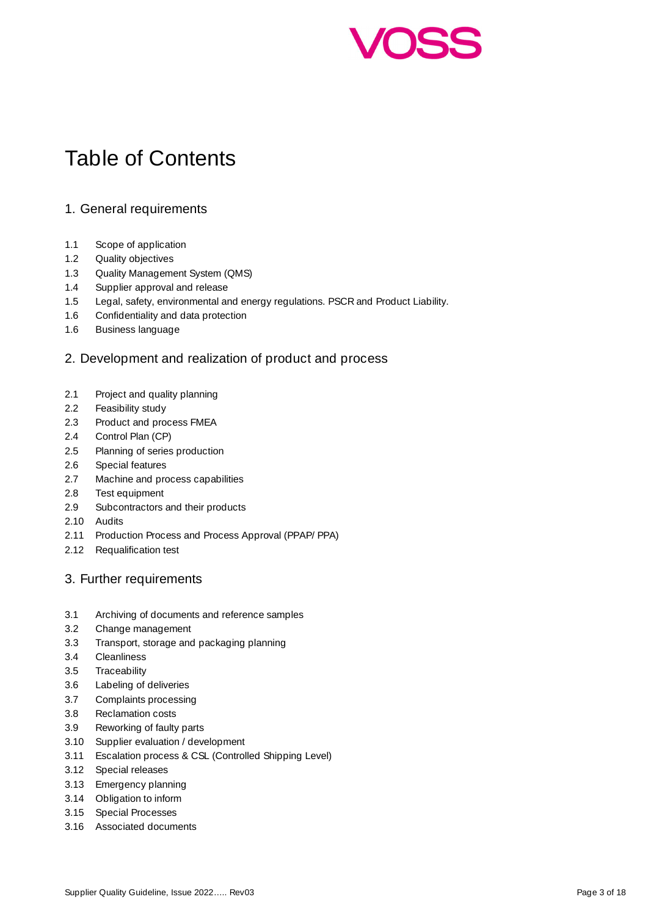# Table of Contents

## 1. General requirements

1.1 Scope of application
1.2 Quality objectives
1.3 Quality Management System (QMS)
1.4 Supplier approval and release
1.5 Legal, safety, environmental and energy regulations. PSCR and Product Liability.
1.6 Confidentiality and data protection
1.6 Business language

## 2. Development and realization of product and process

2.1 Project and quality planning
2.2 Feasibility study
2.3 Product and process FMEA
2.4 Control Plan (CP)
2.5 Planning of series production
2.6 Special features
2.7 Machine and process capabilities
2.8 Test equipment
2.9 Subcontractors and their products
2.10 Audits
2.11 Production Process and Process Approval (PPAP/ PPA)
2.12 Requalification test

## 3. Further requirements

3.1 Archiving of documents and reference samples
3.2 Change management
3.3 Transport, storage and packaging planning
3.4 Cleanliness
3.5 Traceability
3.6 Labeling of deliveries
3.7 Complaints processing
3.8 Reclamation costs
3.9 Reworking of faulty parts
3.10 Supplier evaluation / development
3.11 Escalation process & CSL (Controlled Shipping Level)
3.12 Special releases
3.13 Emergency planning
3.14 Obligation to inform
3.15 Special Processes
3.16 Associated documents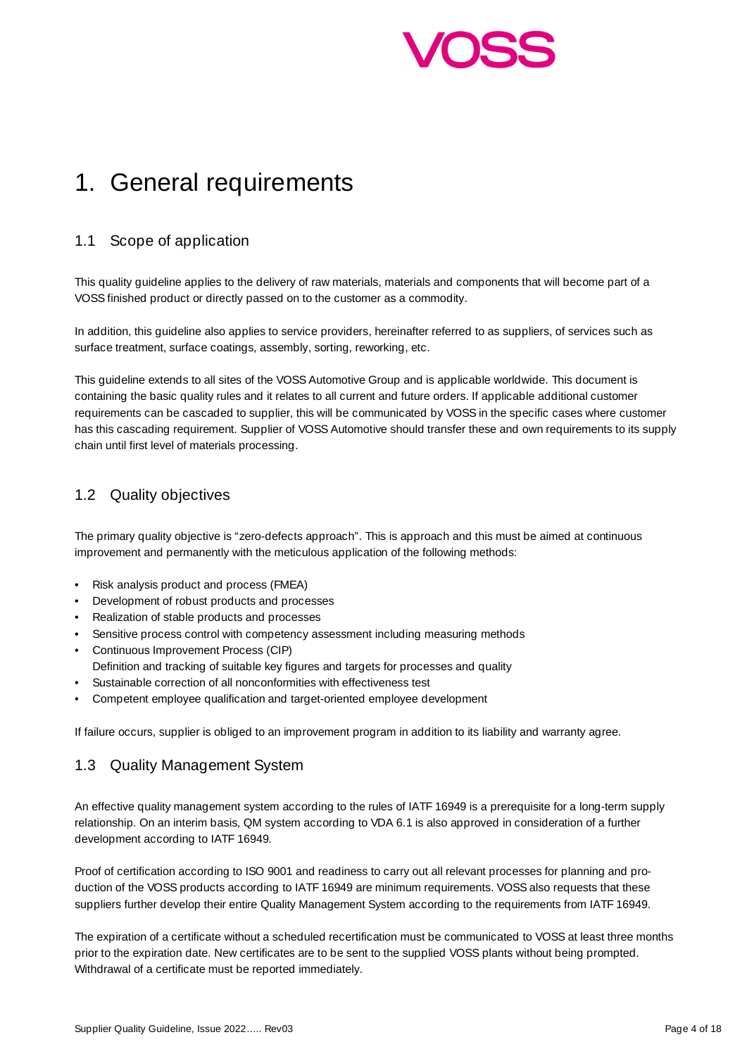# 1. General requirements

## 1.1 Scope of application

This quality guideline applies to the delivery of raw materials, materials and components that will become part of a VOSS finished product or directly passed on to the customer as a commodity.

In addition, this guideline also applies to service providers, hereinafter referred to as suppliers, of services such as surface treatment, surface coatings, assembly, sorting, reworking, etc.

This guideline extends to all sites of the VOSS Automotive Group and is applicable worldwide. This document is containing the basic quality rules and it relates to all current and future orders. If applicable additional customer requirements can be cascaded to supplier, this will be communicated by VOSS in the specific cases where customer has this cascading requirement. Supplier of VOSS Automotive should transfer these and own requirements to its supply chain until first level of materials processing.

## 1.2 Quality objectives

The primary quality objective is "zero-defects approach". This is approach and this must be aimed at continuous improvement and permanently with the meticulous application of the following methods:

- Risk analysis product and process (FMEA)
- Development of robust products and processes
- Realization of stable products and processes
- Sensitive process control with competency assessment including measuring methods
- Continuous Improvement Process (CIP)
  Definition and tracking of suitable key figures and targets for processes and quality
- Sustainable correction of all nonconformities with effectiveness test
- Competent employee qualification and target-oriented employee development

If failure occurs, supplier is obliged to an improvement program in addition to its liability and warranty agree.

## 1.3 Quality Management System

An effective quality management system according to the rules of IATF 16949 is a prerequisite for a long-term supply relationship. On an interim basis, QM system according to VDA 6.1 is also approved in consideration of a further development according to IATF 16949.

Proof of certification according to ISO 9001 and readiness to carry out all relevant processes for planning and production of the VOSS products according to IATF 16949 are minimum requirements. VOSS also requests that these suppliers further develop their entire Quality Management System according to the requirements from IATF 16949.

The expiration of a certificate without a scheduled recertification must be communicated to VOSS at least three months prior to the expiration date. New certificates are to be sent to the supplied VOSS plants without being prompted. Withdrawal of a certificate must be reported immediately.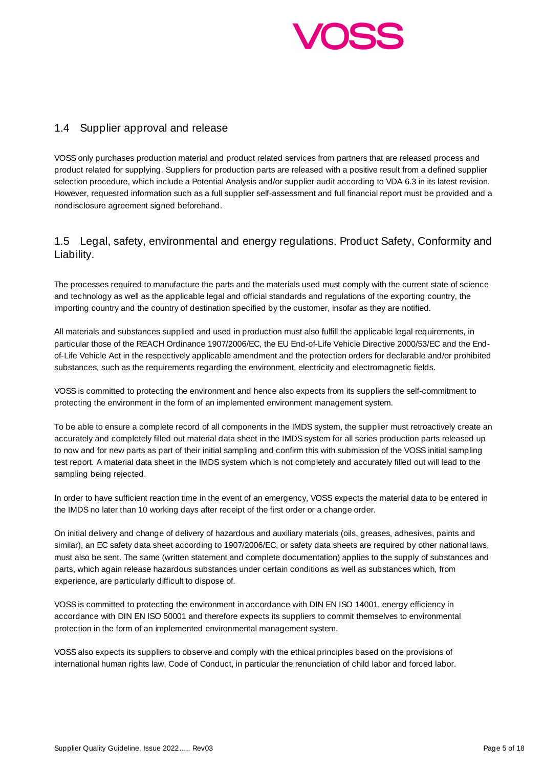## 1.4 Supplier approval and release

VOSS only purchases production material and product related services from partners that are released process and product related for supplying. Suppliers for production parts are released with a positive result from a defined supplier selection procedure, which include a Potential Analysis and/or supplier audit according to VDA 6.3 in its latest revision. However, requested information such as a full supplier self-assessment and full financial report must be provided and a nondisclosure agreement signed beforehand.

## 1.5 Legal, safety, environmental and energy regulations. Product Safety, Conformity and Liability.

The processes required to manufacture the parts and the materials used must comply with the current state of science and technology as well as the applicable legal and official standards and regulations of the exporting country, the importing country and the country of destination specified by the customer, insofar as they are notified.

All materials and substances supplied and used in production must also fulfill the applicable legal requirements, in particular those of the REACH Ordinance 1907/2006/EC, the EU End-of-Life Vehicle Directive 2000/53/EC and the End-of-Life Vehicle Act in the respectively applicable amendment and the protection orders for declarable and/or prohibited substances, such as the requirements regarding the environment, electricity and electromagnetic fields.

VOSS is committed to protecting the environment and hence also expects from its suppliers the self-commitment to protecting the environment in the form of an implemented environment management system.

To be able to ensure a complete record of all components in the IMDS system, the supplier must retroactively create an accurately and completely filled out material data sheet in the IMDS system for all series production parts released up to now and for new parts as part of their initial sampling and confirm this with submission of the VOSS initial sampling test report. A material data sheet in the IMDS system which is not completely and accurately filled out will lead to the sampling being rejected.

In order to have sufficient reaction time in the event of an emergency, VOSS expects the material data to be entered in the IMDS no later than 10 working days after receipt of the first order or a change order.

On initial delivery and change of delivery of hazardous and auxiliary materials (oils, greases, adhesives, paints and similar), an EC safety data sheet according to 1907/2006/EC, or safety data sheets are required by other national laws, must also be sent. The same (written statement and complete documentation) applies to the supply of substances and parts, which again release hazardous substances under certain conditions as well as substances which, from experience, are particularly difficult to dispose of.

VOSS is committed to protecting the environment in accordance with DIN EN ISO 14001, energy efficiency in accordance with DIN EN ISO 50001 and therefore expects its suppliers to commit themselves to environmental protection in the form of an implemented environmental management system.

VOSS also expects its suppliers to observe and comply with the ethical principles based on the provisions of international human rights law, Code of Conduct, in particular the renunciation of child labor and forced labor.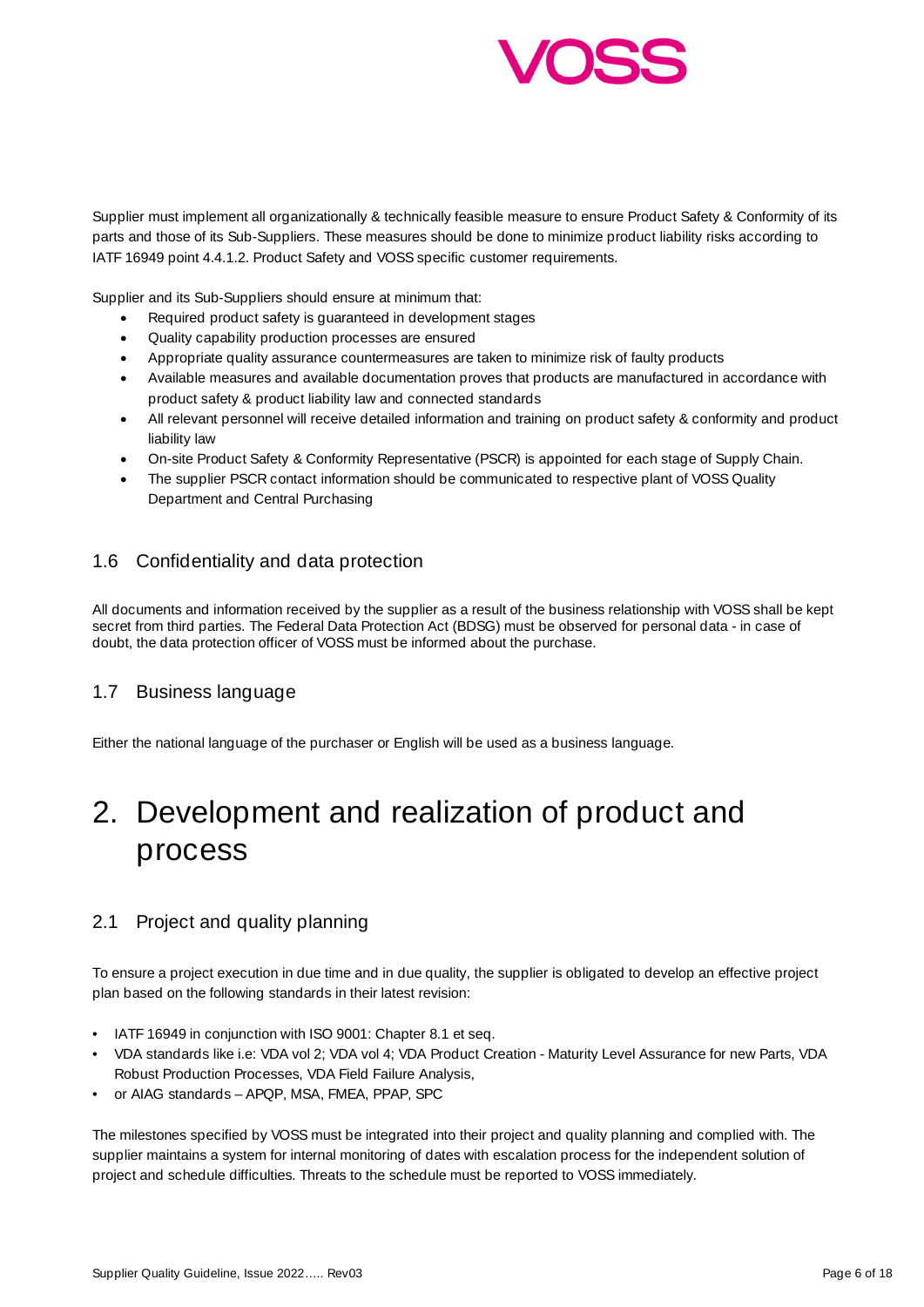Supplier must implement all organizationally & technically feasible measure to ensure Product Safety & Conformity of its parts and those of its Sub-Suppliers. These measures should be done to minimize product liability risks according to IATF 16949 point 4.4.1.2. Product Safety and VOSS specific customer requirements.

Supplier and its Sub-Suppliers should ensure at minimum that:

- Required product safety is guaranteed in development stages
- Quality capability production processes are ensured
- Appropriate quality assurance countermeasures are taken to minimize risk of faulty products
- Available measures and available documentation proves that products are manufactured in accordance with product safety & product liability law and connected standards
- All relevant personnel will receive detailed information and training on product safety & conformity and product liability law
- On-site Product Safety & Conformity Representative (PSCR) is appointed for each stage of Supply Chain.
- The supplier PSCR contact information should be communicated to respective plant of VOSS Quality Department and Central Purchasing

## 1.6 Confidentiality and data protection

All documents and information received by the supplier as a result of the business relationship with VOSS shall be kept secret from third parties. The Federal Data Protection Act (BDSG) must be observed for personal data - in case of doubt, the data protection officer of VOSS must be informed about the purchase.

## 1.7 Business language

Either the national language of the purchaser or English will be used as a business language.

# 2. Development and realization of product and process

## 2.1 Project and quality planning

To ensure a project execution in due time and in due quality, the supplier is obligated to develop an effective project plan based on the following standards in their latest revision:

- IATF 16949 in conjunction with ISO 9001: Chapter 8.1 et seq.
- VDA standards like i.e: VDA vol 2; VDA vol 4; VDA Product Creation - Maturity Level Assurance for new Parts, VDA Robust Production Processes, VDA Field Failure Analysis,
- or AIAG standards – APQP, MSA, FMEA, PPAP, SPC

The milestones specified by VOSS must be integrated into their project and quality planning and complied with. The supplier maintains a system for internal monitoring of dates with escalation process for the independent solution of project and schedule difficulties. Threats to the schedule must be reported to VOSS immediately.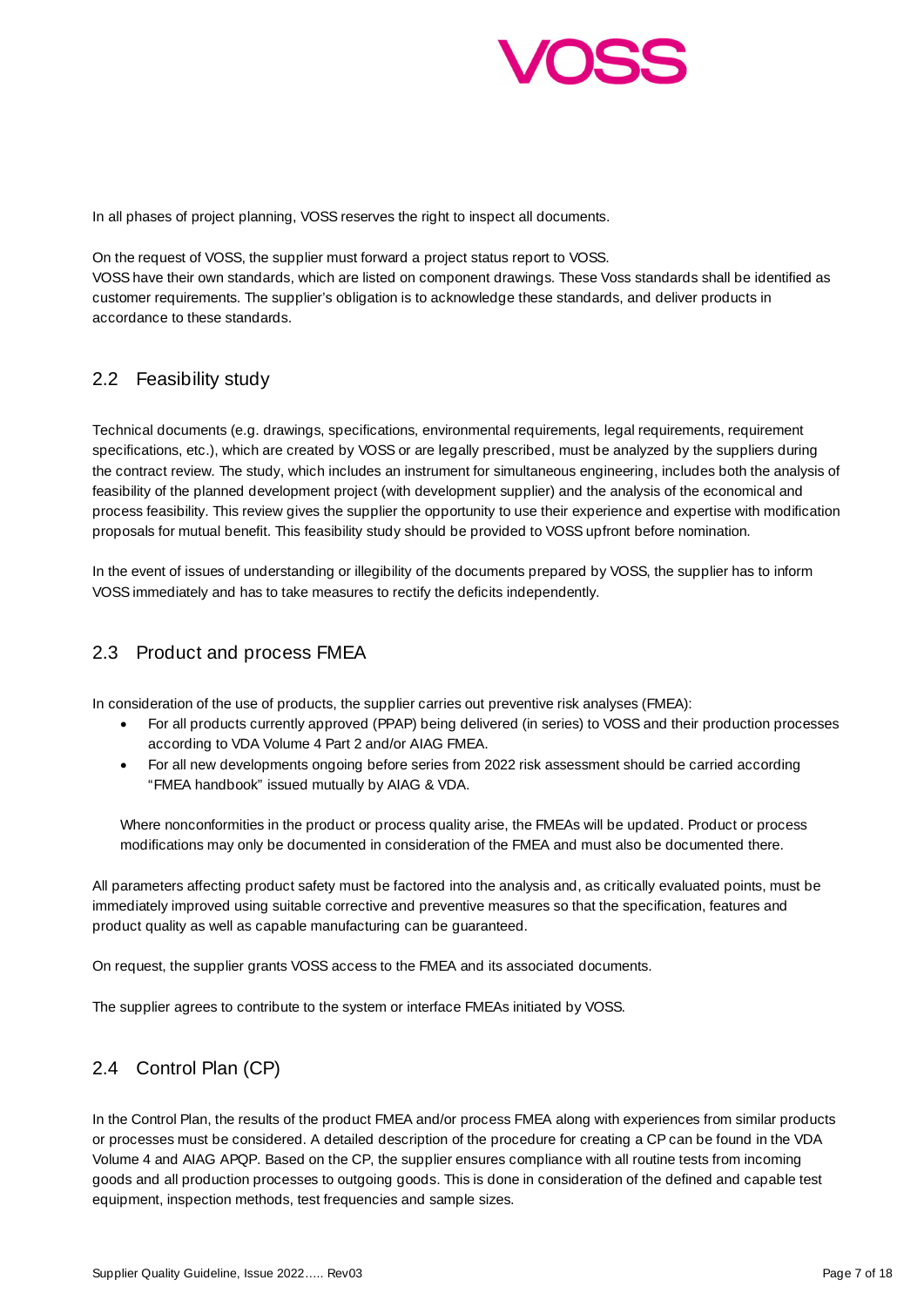In all phases of project planning, VOSS reserves the right to inspect all documents.

On the request of VOSS, the supplier must forward a project status report to VOSS.
VOSS have their own standards, which are listed on component drawings. These Voss standards shall be identified as customer requirements. The supplier's obligation is to acknowledge these standards, and deliver products in accordance to these standards.

## 2.2 Feasibility study

Technical documents (e.g. drawings, specifications, environmental requirements, legal requirements, requirement specifications, etc.), which are created by VOSS or are legally prescribed, must be analyzed by the suppliers during the contract review. The study, which includes an instrument for simultaneous engineering, includes both the analysis of feasibility of the planned development project (with development supplier) and the analysis of the economical and process feasibility. This review gives the supplier the opportunity to use their experience and expertise with modification proposals for mutual benefit. This feasibility study should be provided to VOSS upfront before nomination.

In the event of issues of understanding or illegibility of the documents prepared by VOSS, the supplier has to inform VOSS immediately and has to take measures to rectify the deficits independently.

## 2.3 Product and process FMEA

In consideration of the use of products, the supplier carries out preventive risk analyses (FMEA):

- For all products currently approved (PPAP) being delivered (in series) to VOSS and their production processes according to VDA Volume 4 Part 2 and/or AIAG FMEA.
- For all new developments ongoing before series from 2022 risk assessment should be carried according "FMEA handbook" issued mutually by AIAG & VDA.

Where nonconformities in the product or process quality arise, the FMEAs will be updated. Product or process modifications may only be documented in consideration of the FMEA and must also be documented there.

All parameters affecting product safety must be factored into the analysis and, as critically evaluated points, must be immediately improved using suitable corrective and preventive measures so that the specification, features and product quality as well as capable manufacturing can be guaranteed.

On request, the supplier grants VOSS access to the FMEA and its associated documents.

The supplier agrees to contribute to the system or interface FMEAs initiated by VOSS.

## 2.4 Control Plan (CP)

In the Control Plan, the results of the product FMEA and/or process FMEA along with experiences from similar products or processes must be considered. A detailed description of the procedure for creating a CP can be found in the VDA Volume 4 and AIAG APQP. Based on the CP, the supplier ensures compliance with all routine tests from incoming goods and all production processes to outgoing goods. This is done in consideration of the defined and capable test equipment, inspection methods, test frequencies and sample sizes.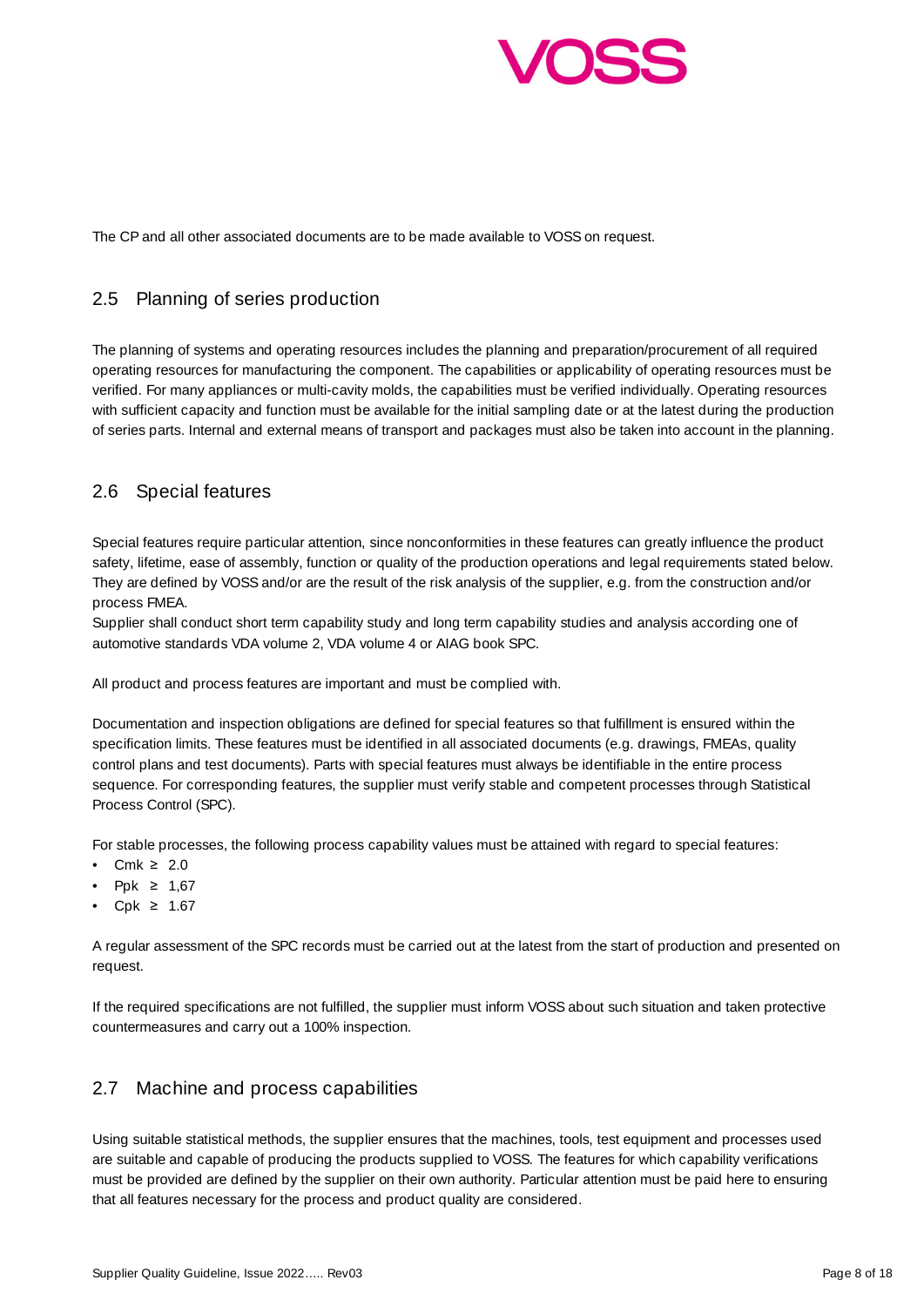The CP and all other associated documents are to be made available to VOSS on request.

## 2.5 Planning of series production

The planning of systems and operating resources includes the planning and preparation/procurement of all required operating resources for manufacturing the component. The capabilities or applicability of operating resources must be verified. For many appliances or multi-cavity molds, the capabilities must be verified individually. Operating resources with sufficient capacity and function must be available for the initial sampling date or at the latest during the production of series parts. Internal and external means of transport and packages must also be taken into account in the planning.

## 2.6 Special features

Special features require particular attention, since nonconformities in these features can greatly influence the product safety, lifetime, ease of assembly, function or quality of the production operations and legal requirements stated below. They are defined by VOSS and/or are the result of the risk analysis of the supplier, e.g. from the construction and/or process FMEA.
Supplier shall conduct short term capability study and long term capability studies and analysis according one of automotive standards VDA volume 2, VDA volume 4 or AIAG book SPC.

All product and process features are important and must be complied with.

Documentation and inspection obligations are defined for special features so that fulfillment is ensured within the specification limits. These features must be identified in all associated documents (e.g. drawings, FMEAs, quality control plans and test documents). Parts with special features must always be identifiable in the entire process sequence. For corresponding features, the supplier must verify stable and competent processes through Statistical Process Control (SPC).

For stable processes, the following process capability values must be attained with regard to special features:

- Cmk ≥ 2.0
- Ppk ≥ 1,67
- Cpk ≥ 1.67

A regular assessment of the SPC records must be carried out at the latest from the start of production and presented on request.

If the required specifications are not fulfilled, the supplier must inform VOSS about such situation and taken protective countermeasures and carry out a 100% inspection.

## 2.7 Machine and process capabilities

Using suitable statistical methods, the supplier ensures that the machines, tools, test equipment and processes used are suitable and capable of producing the products supplied to VOSS. The features for which capability verifications must be provided are defined by the supplier on their own authority. Particular attention must be paid here to ensuring that all features necessary for the process and product quality are considered.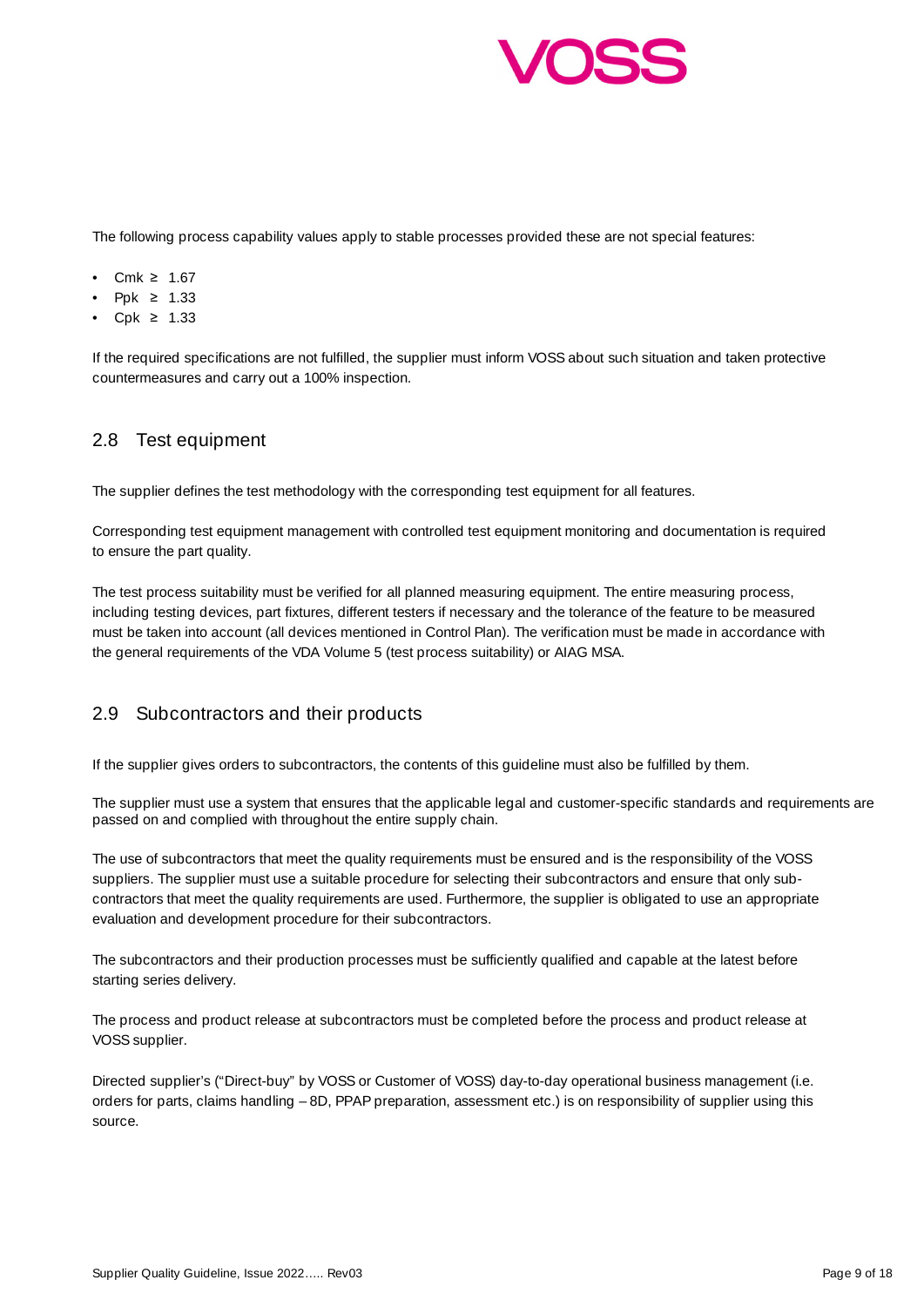The following process capability values apply to stable processes provided these are not special features:

- Cmk ≥ 1.67
- Ppk ≥ 1.33
- Cpk ≥ 1.33

If the required specifications are not fulfilled, the supplier must inform VOSS about such situation and taken protective countermeasures and carry out a 100% inspection.

## 2.8 Test equipment

The supplier defines the test methodology with the corresponding test equipment for all features.

Corresponding test equipment management with controlled test equipment monitoring and documentation is required to ensure the part quality.

The test process suitability must be verified for all planned measuring equipment. The entire measuring process, including testing devices, part fixtures, different testers if necessary and the tolerance of the feature to be measured must be taken into account (all devices mentioned in Control Plan). The verification must be made in accordance with the general requirements of the VDA Volume 5 (test process suitability) or AIAG MSA.

## 2.9 Subcontractors and their products

If the supplier gives orders to subcontractors, the contents of this guideline must also be fulfilled by them.

The supplier must use a system that ensures that the applicable legal and customer-specific standards and requirements are passed on and complied with throughout the entire supply chain.

The use of subcontractors that meet the quality requirements must be ensured and is the responsibility of the VOSS suppliers. The supplier must use a suitable procedure for selecting their subcontractors and ensure that only sub-contractors that meet the quality requirements are used. Furthermore, the supplier is obligated to use an appropriate evaluation and development procedure for their subcontractors.

The subcontractors and their production processes must be sufficiently qualified and capable at the latest before starting series delivery.

The process and product release at subcontractors must be completed before the process and product release at VOSS supplier.

Directed supplier's ("Direct-buy" by VOSS or Customer of VOSS) day-to-day operational business management (i.e. orders for parts, claims handling – 8D, PPAP preparation, assessment etc.) is on responsibility of supplier using this source.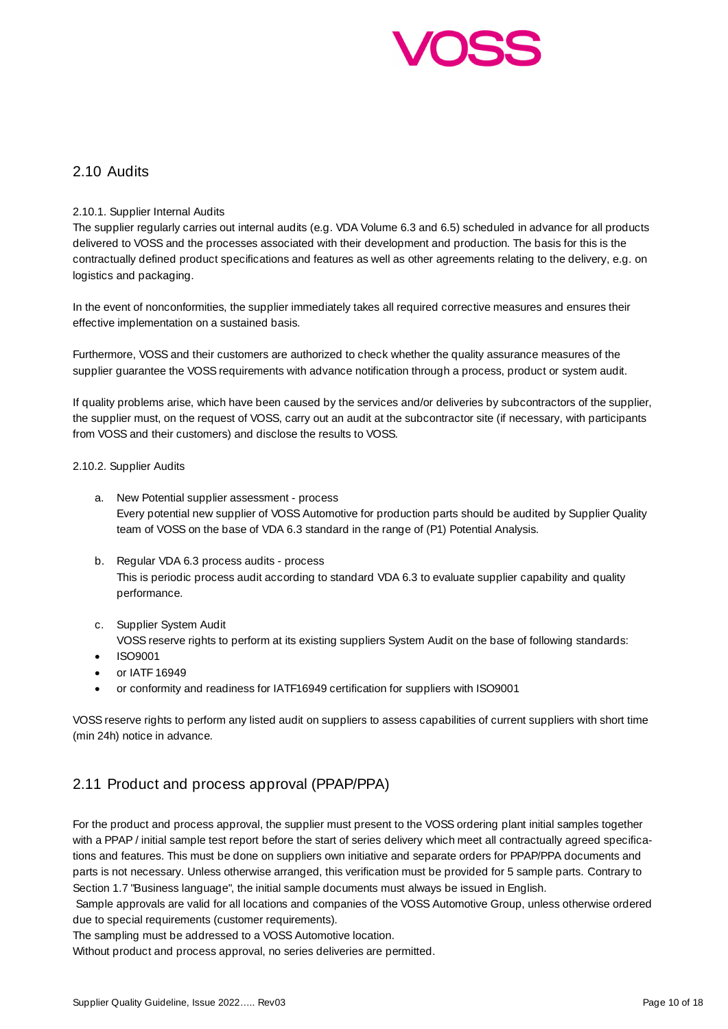## 2.10 Audits

### 2.10.1. Supplier Internal Audits

The supplier regularly carries out internal audits (e.g. VDA Volume 6.3 and 6.5) scheduled in advance for all products delivered to VOSS and the processes associated with their development and production. The basis for this is the contractually defined product specifications and features as well as other agreements relating to the delivery, e.g. on logistics and packaging.

In the event of nonconformities, the supplier immediately takes all required corrective measures and ensures their effective implementation on a sustained basis.

Furthermore, VOSS and their customers are authorized to check whether the quality assurance measures of the supplier guarantee the VOSS requirements with advance notification through a process, product or system audit.

If quality problems arise, which have been caused by the services and/or deliveries by subcontractors of the supplier, the supplier must, on the request of VOSS, carry out an audit at the subcontractor site (if necessary, with participants from VOSS and their customers) and disclose the results to VOSS.

### 2.10.2. Supplier Audits

a. New Potential supplier assessment - process
   Every potential new supplier of VOSS Automotive for production parts should be audited by Supplier Quality team of VOSS on the base of VDA 6.3 standard in the range of (P1) Potential Analysis.

b. Regular VDA 6.3 process audits - process
   This is periodic process audit according to standard VDA 6.3 to evaluate supplier capability and quality performance.

c. Supplier System Audit
   VOSS reserve rights to perform at its existing suppliers System Audit on the base of following standards:

- ISO9001
- or IATF 16949
- or conformity and readiness for IATF16949 certification for suppliers with ISO9001

VOSS reserve rights to perform any listed audit on suppliers to assess capabilities of current suppliers with short time (min 24h) notice in advance.

## 2.11 Product and process approval (PPAP/PPA)

For the product and process approval, the supplier must present to the VOSS ordering plant initial samples together with a PPAP / initial sample test report before the start of series delivery which meet all contractually agreed specifications and features. This must be done on suppliers own initiative and separate orders for PPAP/PPA documents and parts is not necessary. Unless otherwise arranged, this verification must be provided for 5 sample parts. Contrary to Section 1.7 "Business language", the initial sample documents must always be issued in English.

Sample approvals are valid for all locations and companies of the VOSS Automotive Group, unless otherwise ordered due to special requirements (customer requirements).

The sampling must be addressed to a VOSS Automotive location.

Without product and process approval, no series deliveries are permitted.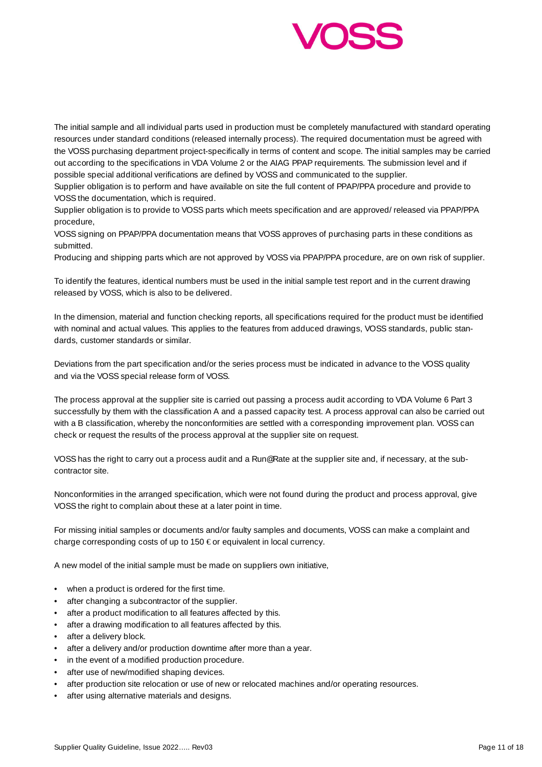The initial sample and all individual parts used in production must be completely manufactured with standard operating resources under standard conditions (released internally process). The required documentation must be agreed with the VOSS purchasing department project-specifically in terms of content and scope. The initial samples may be carried out according to the specifications in VDA Volume 2 or the AIAG PPAP requirements. The submission level and if possible special additional verifications are defined by VOSS and communicated to the supplier.
Supplier obligation is to perform and have available on site the full content of PPAP/PPA procedure and provide to VOSS the documentation, which is required.
Supplier obligation is to provide to VOSS parts which meets specification and are approved/ released via PPAP/PPA procedure,
VOSS signing on PPAP/PPA documentation means that VOSS approves of purchasing parts in these conditions as submitted.
Producing and shipping parts which are not approved by VOSS via PPAP/PPA procedure, are on own risk of supplier.

To identify the features, identical numbers must be used in the initial sample test report and in the current drawing released by VOSS, which is also to be delivered.

In the dimension, material and function checking reports, all specifications required for the product must be identified with nominal and actual values. This applies to the features from adduced drawings, VOSS standards, public standards, customer standards or similar.

Deviations from the part specification and/or the series process must be indicated in advance to the VOSS quality and via the VOSS special release form of VOSS.

The process approval at the supplier site is carried out passing a process audit according to VDA Volume 6 Part 3 successfully by them with the classification A and a passed capacity test. A process approval can also be carried out with a B classification, whereby the nonconformities are settled with a corresponding improvement plan. VOSS can check or request the results of the process approval at the supplier site on request.

VOSS has the right to carry out a process audit and a Run@Rate at the supplier site and, if necessary, at the subcontractor site.

Nonconformities in the arranged specification, which were not found during the product and process approval, give VOSS the right to complain about these at a later point in time.

For missing initial samples or documents and/or faulty samples and documents, VOSS can make a complaint and charge corresponding costs of up to 150 € or equivalent in local currency.

A new model of the initial sample must be made on suppliers own initiative,

- when a product is ordered for the first time.
- after changing a subcontractor of the supplier.
- after a product modification to all features affected by this.
- after a drawing modification to all features affected by this.
- after a delivery block.
- after a delivery and/or production downtime after more than a year.
- in the event of a modified production procedure.
- after use of new/modified shaping devices.
- after production site relocation or use of new or relocated machines and/or operating resources.
- after using alternative materials and designs.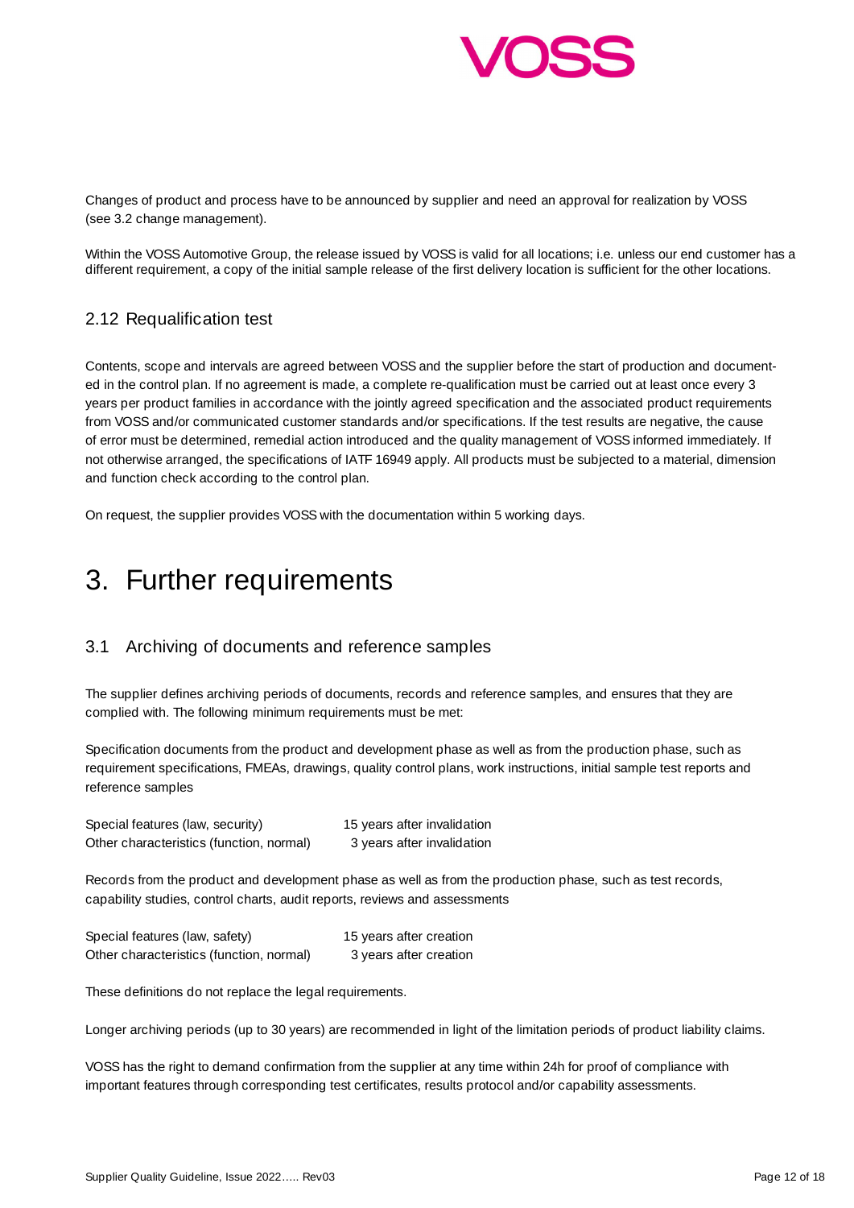Changes of product and process have to be announced by supplier and need an approval for realization by VOSS (see 3.2 change management).

Within the VOSS Automotive Group, the release issued by VOSS is valid for all locations; i.e. unless our end customer has a different requirement, a copy of the initial sample release of the first delivery location is sufficient for the other locations.

## 2.12 Requalification test

Contents, scope and intervals are agreed between VOSS and the supplier before the start of production and documented in the control plan. If no agreement is made, a complete re-qualification must be carried out at least once every 3 years per product families in accordance with the jointly agreed specification and the associated product requirements from VOSS and/or communicated customer standards and/or specifications. If the test results are negative, the cause of error must be determined, remedial action introduced and the quality management of VOSS informed immediately. If not otherwise arranged, the specifications of IATF 16949 apply. All products must be subjected to a material, dimension and function check according to the control plan.

On request, the supplier provides VOSS with the documentation within 5 working days.

# 3. Further requirements

## 3.1 Archiving of documents and reference samples

The supplier defines archiving periods of documents, records and reference samples, and ensures that they are complied with. The following minimum requirements must be met:

Specification documents from the product and development phase as well as from the production phase, such as requirement specifications, FMEAs, drawings, quality control plans, work instructions, initial sample test reports and reference samples

| | |
|---|---|
| Special features (law, security) | 15 years after invalidation |
| Other characteristics (function, normal) | 3 years after invalidation |

Records from the product and development phase as well as from the production phase, such as test records, capability studies, control charts, audit reports, reviews and assessments

| | |
|---|---|
| Special features (law, safety) | 15 years after creation |
| Other characteristics (function, normal) | 3 years after creation |

These definitions do not replace the legal requirements.

Longer archiving periods (up to 30 years) are recommended in light of the limitation periods of product liability claims.

VOSS has the right to demand confirmation from the supplier at any time within 24h for proof of compliance with important features through corresponding test certificates, results protocol and/or capability assessments.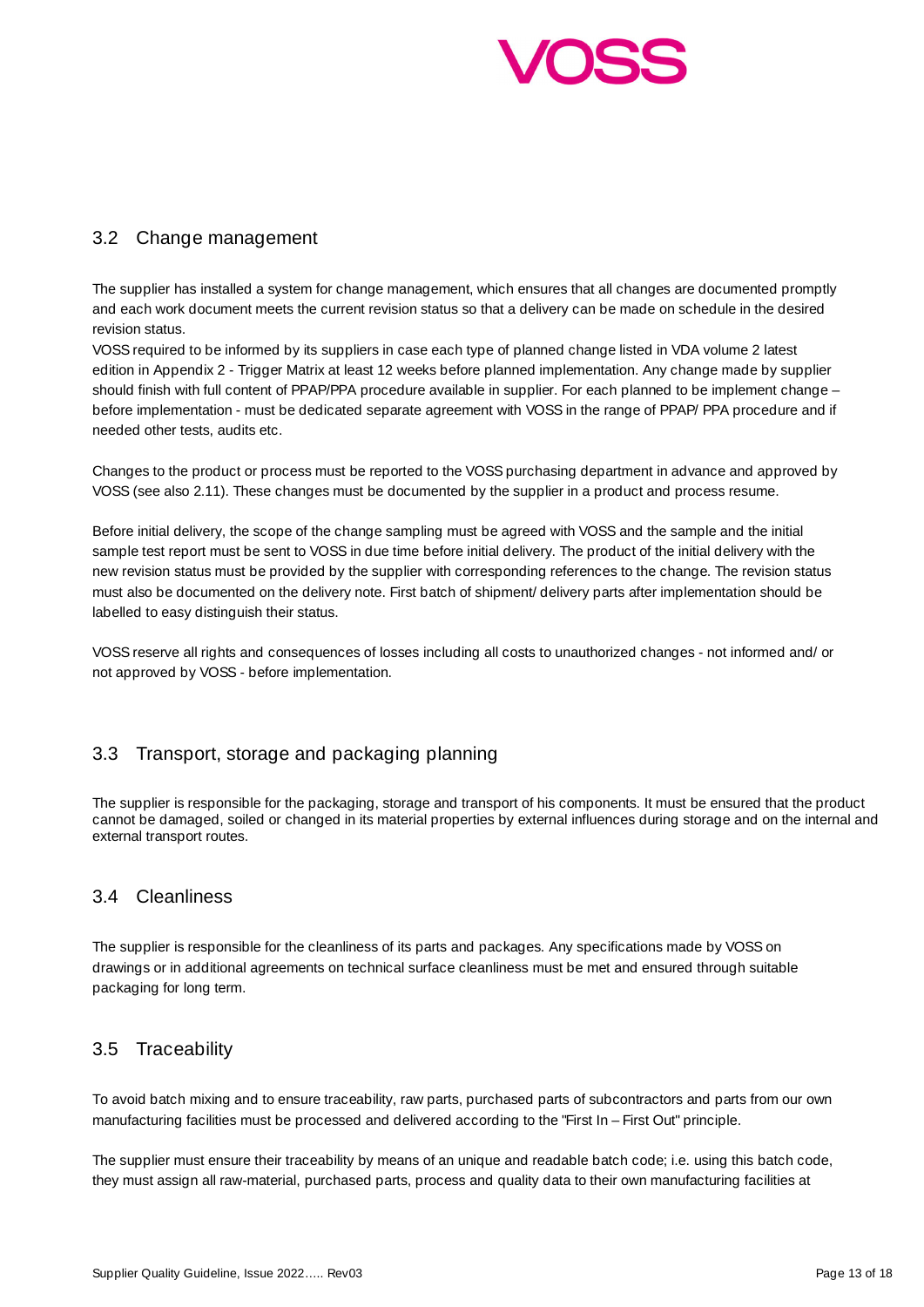## 3.2 Change management

The supplier has installed a system for change management, which ensures that all changes are documented promptly and each work document meets the current revision status so that a delivery can be made on schedule in the desired revision status.
VOSS required to be informed by its suppliers in case each type of planned change listed in VDA volume 2 latest edition in Appendix 2 - Trigger Matrix at least 12 weeks before planned implementation. Any change made by supplier should finish with full content of PPAP/PPA procedure available in supplier. For each planned to be implement change – before implementation - must be dedicated separate agreement with VOSS in the range of PPAP/ PPA procedure and if needed other tests, audits etc.

Changes to the product or process must be reported to the VOSS purchasing department in advance and approved by VOSS (see also 2.11). These changes must be documented by the supplier in a product and process resume.

Before initial delivery, the scope of the change sampling must be agreed with VOSS and the sample and the initial sample test report must be sent to VOSS in due time before initial delivery. The product of the initial delivery with the new revision status must be provided by the supplier with corresponding references to the change. The revision status must also be documented on the delivery note. First batch of shipment/ delivery parts after implementation should be labelled to easy distinguish their status.

VOSS reserve all rights and consequences of losses including all costs to unauthorized changes - not informed and/ or not approved by VOSS - before implementation.

## 3.3 Transport, storage and packaging planning

The supplier is responsible for the packaging, storage and transport of his components. It must be ensured that the product cannot be damaged, soiled or changed in its material properties by external influences during storage and on the internal and external transport routes.

## 3.4 Cleanliness

The supplier is responsible for the cleanliness of its parts and packages. Any specifications made by VOSS on drawings or in additional agreements on technical surface cleanliness must be met and ensured through suitable packaging for long term.

## 3.5 Traceability

To avoid batch mixing and to ensure traceability, raw parts, purchased parts of subcontractors and parts from our own manufacturing facilities must be processed and delivered according to the "First In – First Out" principle.

The supplier must ensure their traceability by means of an unique and readable batch code; i.e. using this batch code, they must assign all raw-material, purchased parts, process and quality data to their own manufacturing facilities at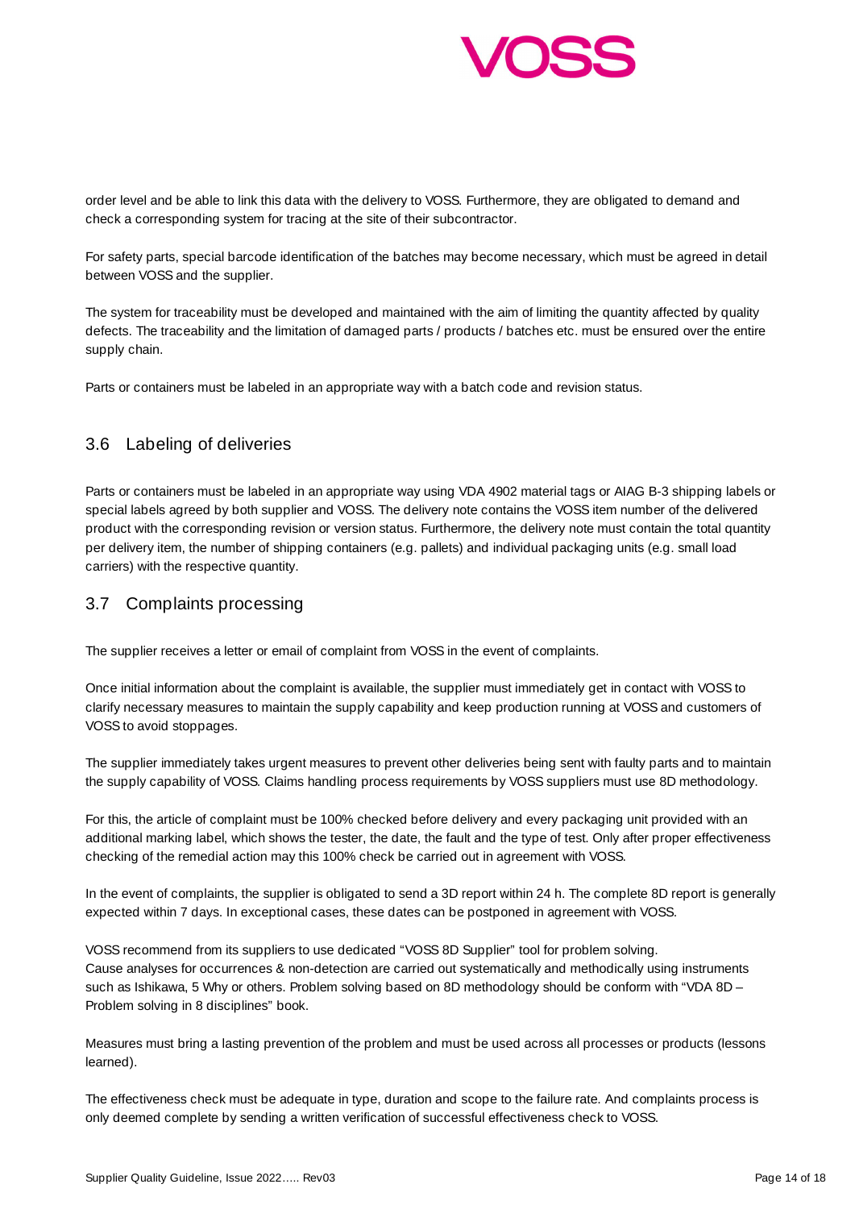order level and be able to link this data with the delivery to VOSS. Furthermore, they are obligated to demand and check a corresponding system for tracing at the site of their subcontractor.

For safety parts, special barcode identification of the batches may become necessary, which must be agreed in detail between VOSS and the supplier.

The system for traceability must be developed and maintained with the aim of limiting the quantity affected by quality defects. The traceability and the limitation of damaged parts / products / batches etc. must be ensured over the entire supply chain.

Parts or containers must be labeled in an appropriate way with a batch code and revision status.

## 3.6 Labeling of deliveries

Parts or containers must be labeled in an appropriate way using VDA 4902 material tags or AIAG B-3 shipping labels or special labels agreed by both supplier and VOSS. The delivery note contains the VOSS item number of the delivered product with the corresponding revision or version status. Furthermore, the delivery note must contain the total quantity per delivery item, the number of shipping containers (e.g. pallets) and individual packaging units (e.g. small load carriers) with the respective quantity.

## 3.7 Complaints processing

The supplier receives a letter or email of complaint from VOSS in the event of complaints.

Once initial information about the complaint is available, the supplier must immediately get in contact with VOSS to clarify necessary measures to maintain the supply capability and keep production running at VOSS and customers of VOSS to avoid stoppages.

The supplier immediately takes urgent measures to prevent other deliveries being sent with faulty parts and to maintain the supply capability of VOSS. Claims handling process requirements by VOSS suppliers must use 8D methodology.

For this, the article of complaint must be 100% checked before delivery and every packaging unit provided with an additional marking label, which shows the tester, the date, the fault and the type of test. Only after proper effectiveness checking of the remedial action may this 100% check be carried out in agreement with VOSS.

In the event of complaints, the supplier is obligated to send a 3D report within 24 h. The complete 8D report is generally expected within 7 days. In exceptional cases, these dates can be postponed in agreement with VOSS.

VOSS recommend from its suppliers to use dedicated "VOSS 8D Supplier" tool for problem solving.
Cause analyses for occurrences & non-detection are carried out systematically and methodically using instruments such as Ishikawa, 5 Why or others. Problem solving based on 8D methodology should be conform with "VDA 8D – Problem solving in 8 disciplines" book.

Measures must bring a lasting prevention of the problem and must be used across all processes or products (lessons learned).

The effectiveness check must be adequate in type, duration and scope to the failure rate. And complaints process is only deemed complete by sending a written verification of successful effectiveness check to VOSS.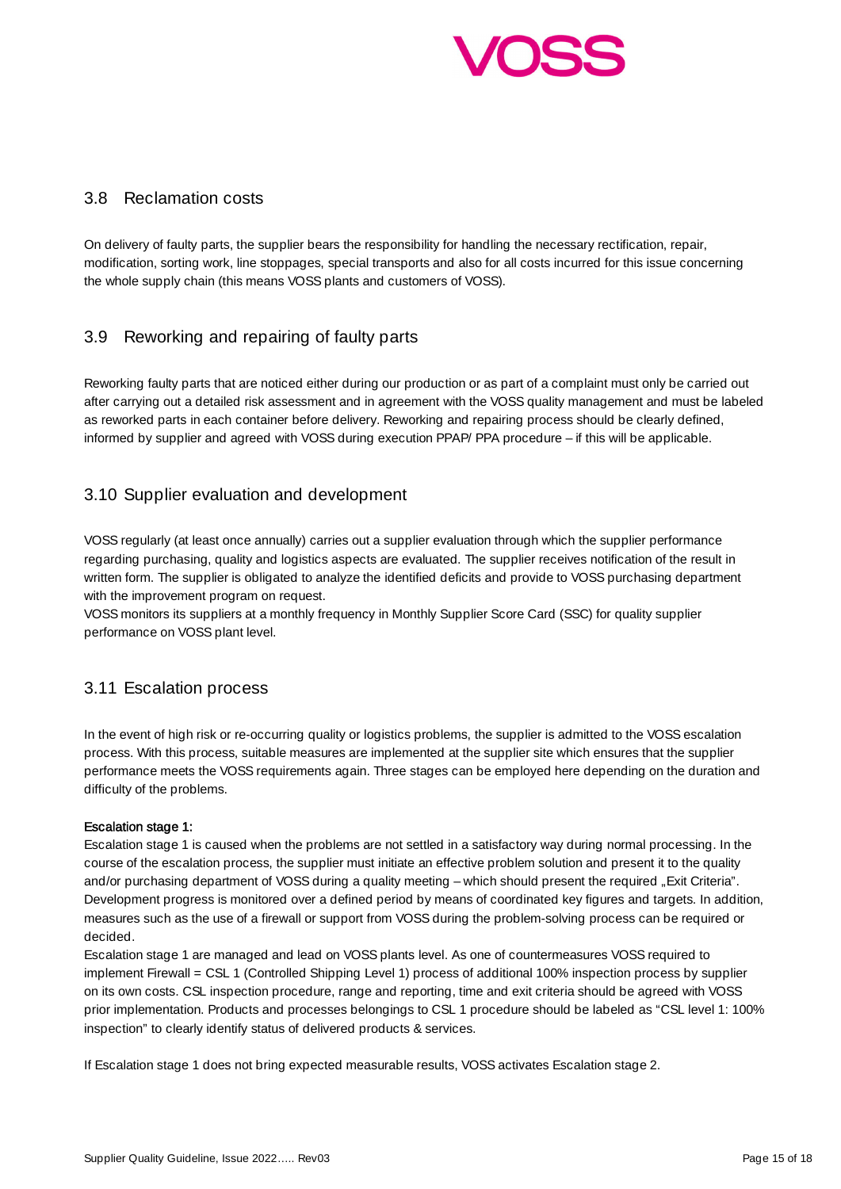## 3.8 Reclamation costs

On delivery of faulty parts, the supplier bears the responsibility for handling the necessary rectification, repair, modification, sorting work, line stoppages, special transports and also for all costs incurred for this issue concerning the whole supply chain (this means VOSS plants and customers of VOSS).

## 3.9 Reworking and repairing of faulty parts

Reworking faulty parts that are noticed either during our production or as part of a complaint must only be carried out after carrying out a detailed risk assessment and in agreement with the VOSS quality management and must be labeled as reworked parts in each container before delivery. Reworking and repairing process should be clearly defined, informed by supplier and agreed with VOSS during execution PPAP/ PPA procedure – if this will be applicable.

## 3.10 Supplier evaluation and development

VOSS regularly (at least once annually) carries out a supplier evaluation through which the supplier performance regarding purchasing, quality and logistics aspects are evaluated. The supplier receives notification of the result in written form. The supplier is obligated to analyze the identified deficits and provide to VOSS purchasing department with the improvement program on request.
VOSS monitors its suppliers at a monthly frequency in Monthly Supplier Score Card (SSC) for quality supplier performance on VOSS plant level.

## 3.11 Escalation process

In the event of high risk or re-occurring quality or logistics problems, the supplier is admitted to the VOSS escalation process. With this process, suitable measures are implemented at the supplier site which ensures that the supplier performance meets the VOSS requirements again. Three stages can be employed here depending on the duration and difficulty of the problems.

**Escalation stage 1:**
Escalation stage 1 is caused when the problems are not settled in a satisfactory way during normal processing. In the course of the escalation process, the supplier must initiate an effective problem solution and present it to the quality and/or purchasing department of VOSS during a quality meeting – which should present the required „Exit Criteria". Development progress is monitored over a defined period by means of coordinated key figures and targets. In addition, measures such as the use of a firewall or support from VOSS during the problem-solving process can be required or decided.
Escalation stage 1 are managed and lead on VOSS plants level. As one of countermeasures VOSS required to implement Firewall = CSL 1 (Controlled Shipping Level 1) process of additional 100% inspection process by supplier on its own costs. CSL inspection procedure, range and reporting, time and exit criteria should be agreed with VOSS prior implementation. Products and processes belongings to CSL 1 procedure should be labeled as "CSL level 1: 100% inspection" to clearly identify status of delivered products & services.

If Escalation stage 1 does not bring expected measurable results, VOSS activates Escalation stage 2.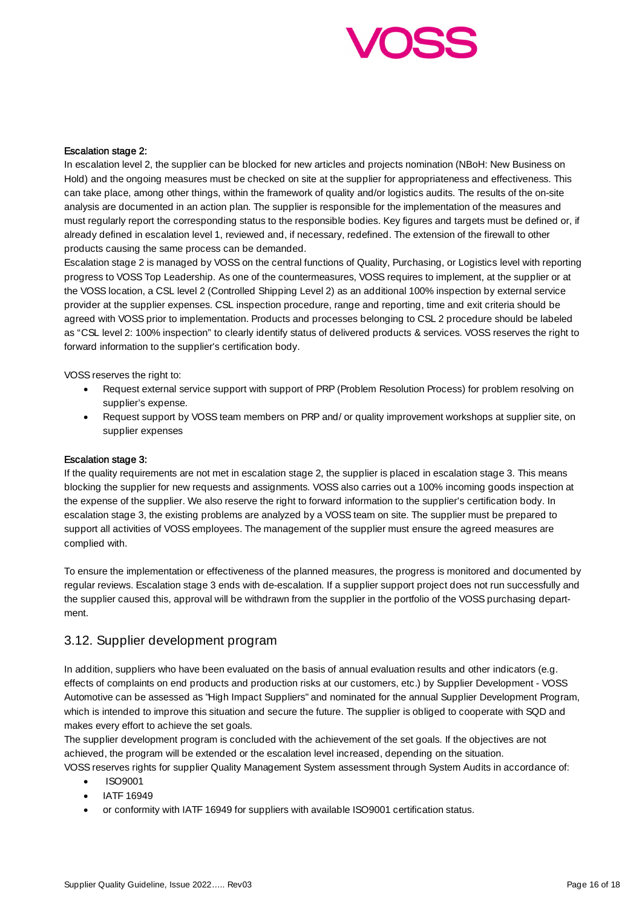Escalation stage 2:

In escalation level 2, the supplier can be blocked for new articles and projects nomination (NBoH: New Business on Hold) and the ongoing measures must be checked on site at the supplier for appropriateness and effectiveness. This can take place, among other things, within the framework of quality and/or logistics audits. The results of the on-site analysis are documented in an action plan. The supplier is responsible for the implementation of the measures and must regularly report the corresponding status to the responsible bodies. Key figures and targets must be defined or, if already defined in escalation level 1, reviewed and, if necessary, redefined. The extension of the firewall to other products causing the same process can be demanded.

Escalation stage 2 is managed by VOSS on the central functions of Quality, Purchasing, or Logistics level with reporting progress to VOSS Top Leadership. As one of the countermeasures, VOSS requires to implement, at the supplier or at the VOSS location, a CSL level 2 (Controlled Shipping Level 2) as an additional 100% inspection by external service provider at the supplier expenses. CSL inspection procedure, range and reporting, time and exit criteria should be agreed with VOSS prior to implementation. Products and processes belonging to CSL 2 procedure should be labeled as "CSL level 2: 100% inspection" to clearly identify status of delivered products & services. VOSS reserves the right to forward information to the supplier's certification body.

VOSS reserves the right to:

- Request external service support with support of PRP (Problem Resolution Process) for problem resolving on supplier's expense.
- Request support by VOSS team members on PRP and/ or quality improvement workshops at supplier site, on supplier expenses

Escalation stage 3:

If the quality requirements are not met in escalation stage 2, the supplier is placed in escalation stage 3. This means blocking the supplier for new requests and assignments. VOSS also carries out a 100% incoming goods inspection at the expense of the supplier. We also reserve the right to forward information to the supplier's certification body. In escalation stage 3, the existing problems are analyzed by a VOSS team on site. The supplier must be prepared to support all activities of VOSS employees. The management of the supplier must ensure the agreed measures are complied with.

To ensure the implementation or effectiveness of the planned measures, the progress is monitored and documented by regular reviews. Escalation stage 3 ends with de-escalation. If a supplier support project does not run successfully and the supplier caused this, approval will be withdrawn from the supplier in the portfolio of the VOSS purchasing department.

## 3.12. Supplier development program

In addition, suppliers who have been evaluated on the basis of annual evaluation results and other indicators (e.g. effects of complaints on end products and production risks at our customers, etc.) by Supplier Development - VOSS Automotive can be assessed as "High Impact Suppliers" and nominated for the annual Supplier Development Program, which is intended to improve this situation and secure the future. The supplier is obliged to cooperate with SQD and makes every effort to achieve the set goals.

The supplier development program is concluded with the achievement of the set goals. If the objectives are not achieved, the program will be extended or the escalation level increased, depending on the situation.

VOSS reserves rights for supplier Quality Management System assessment through System Audits in accordance of:

- ISO9001
- IATF 16949
- or conformity with IATF 16949 for suppliers with available ISO9001 certification status.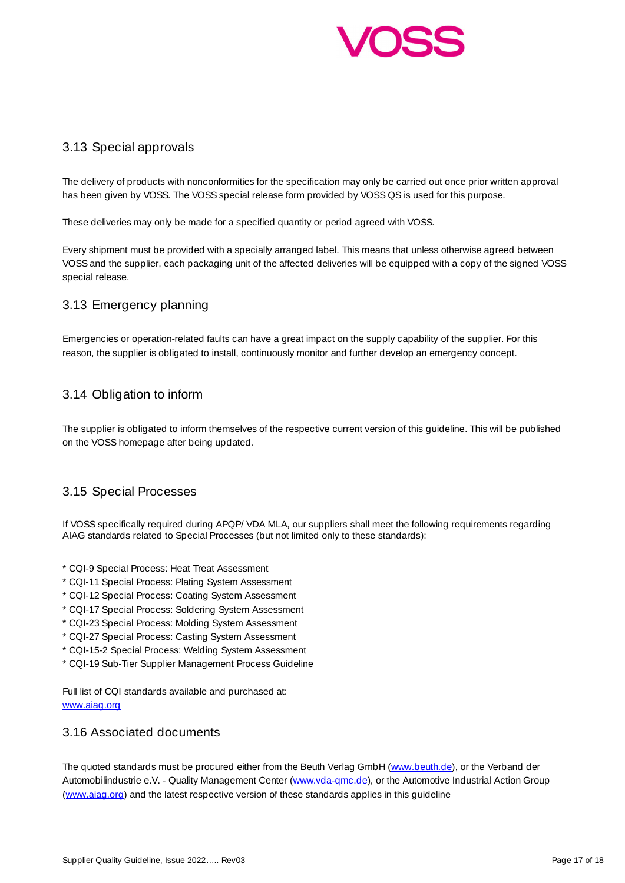## 3.13 Special approvals

The delivery of products with nonconformities for the specification may only be carried out once prior written approval has been given by VOSS. The VOSS special release form provided by VOSS QS is used for this purpose.

These deliveries may only be made for a specified quantity or period agreed with VOSS.

Every shipment must be provided with a specially arranged label. This means that unless otherwise agreed between VOSS and the supplier, each packaging unit of the affected deliveries will be equipped with a copy of the signed VOSS special release.

## 3.13 Emergency planning

Emergencies or operation-related faults can have a great impact on the supply capability of the supplier. For this reason, the supplier is obligated to install, continuously monitor and further develop an emergency concept.

## 3.14 Obligation to inform

The supplier is obligated to inform themselves of the respective current version of this guideline. This will be published on the VOSS homepage after being updated.

## 3.15 Special Processes

If VOSS specifically required during APQP/ VDA MLA, our suppliers shall meet the following requirements regarding AIAG standards related to Special Processes (but not limited only to these standards):

* CQI-9 Special Process: Heat Treat Assessment
* CQI-11 Special Process: Plating System Assessment
* CQI-12 Special Process: Coating System Assessment
* CQI-17 Special Process: Soldering System Assessment
* CQI-23 Special Process: Molding System Assessment
* CQI-27 Special Process: Casting System Assessment
* CQI-15-2 Special Process: Welding System Assessment
* CQI-19 Sub-Tier Supplier Management Process Guideline

Full list of CQI standards available and purchased at:
www.aiag.org

## 3.16 Associated documents

The quoted standards must be procured either from the Beuth Verlag GmbH (www.beuth.de), or the Verband der Automobilindustrie e.V. - Quality Management Center (www.vda-qmc.de), or the Automotive Industrial Action Group (www.aiag.org) and the latest respective version of these standards applies in this guideline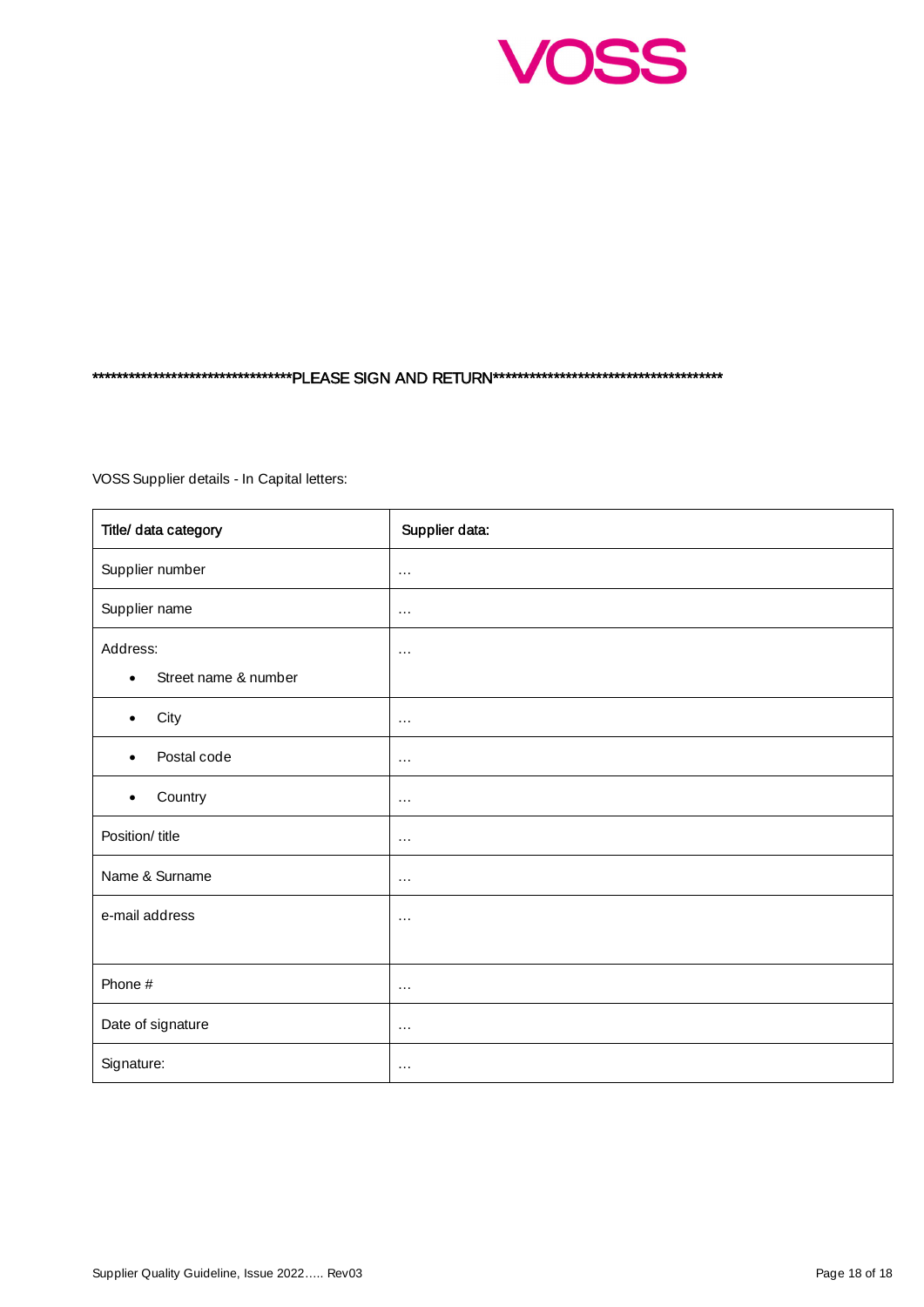VOSS

************************************PLEASE SIGN AND RETURN*******************************************

VOSS Supplier details - In Capital letters:

| Title/ data category | Supplier data: |
|---|---|
| Supplier number | … |
| Supplier name | … |
| Address:<br>• Street name & number | … |
| • City | … |
| • Postal code | … |
| • Country | … |
| Position/ title | … |
| Name & Surname | … |
| e-mail address | … |
| Phone # | … |
| Date of signature | … |
| Signature: | … |